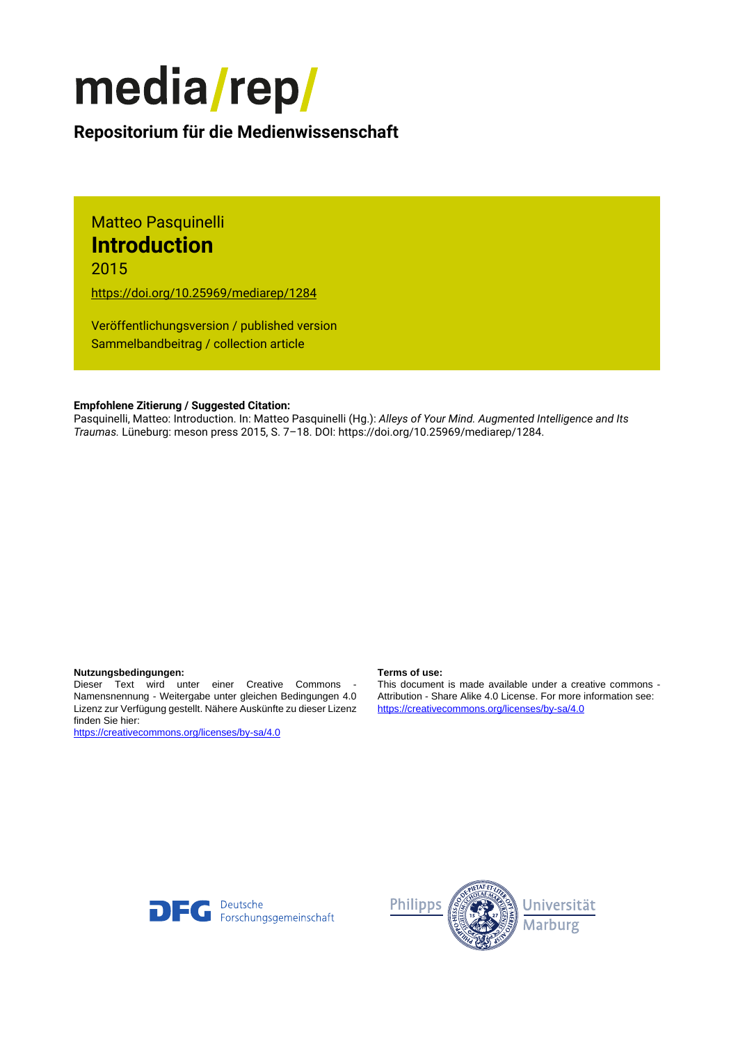# media/rep/

**Repositorium für die Medienwissenschaft**

Matteo Pasquinelli

## Introduction

2015

https://doi.org/10.25969/mediarep/1284

Veröffentlichungsversion / published version
Sammelbandbeitrag / collection article

**Empfohlene Zitierung / Suggested Citation:**
Pasquinelli, Matteo: Introduction. In: Matteo Pasquinelli (Hg.): *Alleys of Your Mind. Augmented Intelligence and Its Traumas.* Lüneburg: meson press 2015, S. 7–18. DOI: https://doi.org/10.25969/mediarep/1284.

**Nutzungsbedingungen:**
Dieser Text wird unter einer Creative Commons - Namensnennung - Weitergabe unter gleichen Bedingungen 4.0 Lizenz zur Verfügung gestellt. Nähere Auskünfte zu dieser Lizenz finden Sie hier:
https://creativecommons.org/licenses/by-sa/4.0

**Terms of use:**
This document is made available under a creative commons - Attribution - Share Alike 4.0 License. For more information see:
https://creativecommons.org/licenses/by-sa/4.0

Deutsche Forschungsgemeinschaft

Philipps Universität Marburg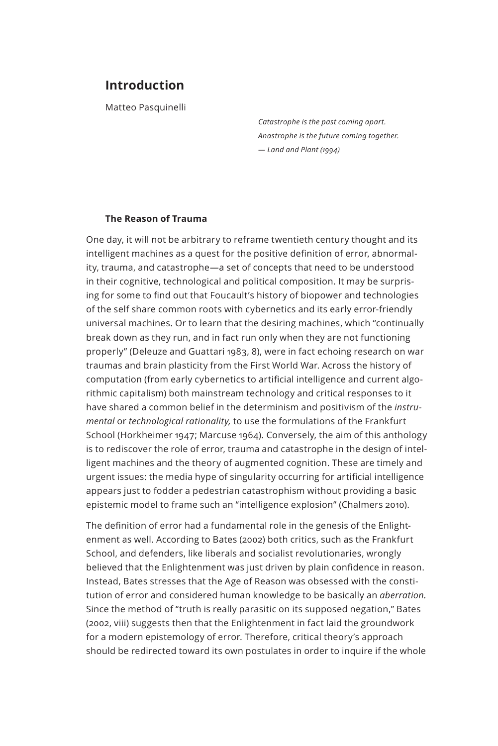# Introduction

Matteo Pasquinelli

> *Catastrophe is the past coming apart.*
> *Anastrophe is the future coming together.*
> *— Land and Plant (1994)*

### The Reason of Trauma

One day, it will not be arbitrary to reframe twentieth century thought and its intelligent machines as a quest for the positive definition of error, abnormality, trauma, and catastrophe—a set of concepts that need to be understood in their cognitive, technological and political composition. It may be surprising for some to find out that Foucault's history of biopower and technologies of the self share common roots with cybernetics and its early error-friendly universal machines. Or to learn that the desiring machines, which "continually break down as they run, and in fact run only when they are not functioning properly" (Deleuze and Guattari 1983, 8), were in fact echoing research on war traumas and brain plasticity from the First World War. Across the history of computation (from early cybernetics to artificial intelligence and current algorithmic capitalism) both mainstream technology and critical responses to it have shared a common belief in the determinism and positivism of the *instrumental* or *technological rationality,* to use the formulations of the Frankfurt School (Horkheimer 1947; Marcuse 1964). Conversely, the aim of this anthology is to rediscover the role of error, trauma and catastrophe in the design of intelligent machines and the theory of augmented cognition. These are timely and urgent issues: the media hype of singularity occurring for artificial intelligence appears just to fodder a pedestrian catastrophism without providing a basic epistemic model to frame such an "intelligence explosion" (Chalmers 2010).

The definition of error had a fundamental role in the genesis of the Enlightenment as well. According to Bates (2002) both critics, such as the Frankfurt School, and defenders, like liberals and socialist revolutionaries, wrongly believed that the Enlightenment was just driven by plain confidence in reason. Instead, Bates stresses that the Age of Reason was obsessed with the constitution of error and considered human knowledge to be basically an *aberration.* Since the method of "truth is really parasitic on its supposed negation," Bates (2002, viii) suggests then that the Enlightenment in fact laid the groundwork for a modern epistemology of error. Therefore, critical theory's approach should be redirected toward its own postulates in order to inquire if the whole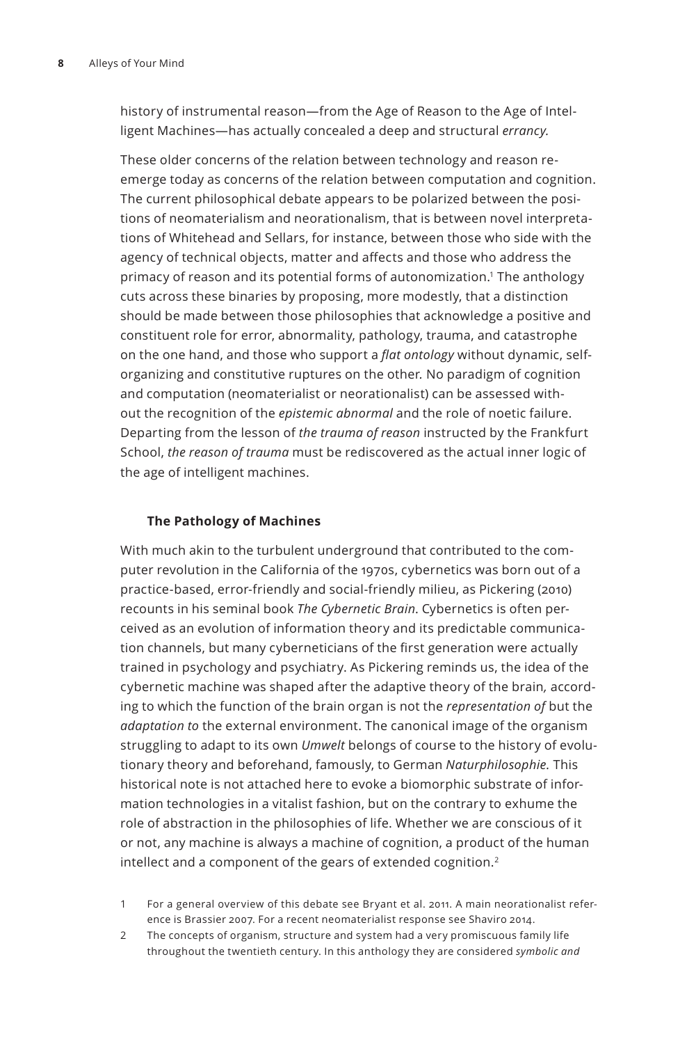history of instrumental reason—from the Age of Reason to the Age of Intelligent Machines—has actually concealed a deep and structural *errancy.*

These older concerns of the relation between technology and reason re-emerge today as concerns of the relation between computation and cognition. The current philosophical debate appears to be polarized between the positions of neomaterialism and neorationalism, that is between novel interpretations of Whitehead and Sellars, for instance, between those who side with the agency of technical objects, matter and affects and those who address the primacy of reason and its potential forms of autonomization.[1] The anthology cuts across these binaries by proposing, more modestly, that a distinction should be made between those philosophies that acknowledge a positive and constituent role for error, abnormality, pathology, trauma, and catastrophe on the one hand, and those who support a *flat ontology* without dynamic, self-organizing and constitutive ruptures on the other. No paradigm of cognition and computation (neomaterialist or neorationalist) can be assessed without the recognition of the *epistemic abnormal* and the role of noetic failure. Departing from the lesson of *the trauma of reason* instructed by the Frankfurt School, *the reason of trauma* must be rediscovered as the actual inner logic of the age of intelligent machines.

### The Pathology of Machines

With much akin to the turbulent underground that contributed to the computer revolution in the California of the 1970s, cybernetics was born out of a practice-based, error-friendly and social-friendly milieu, as Pickering (2010) recounts in his seminal book *The Cybernetic Brain*. Cybernetics is often perceived as an evolution of information theory and its predictable communication channels, but many cyberneticians of the first generation were actually trained in psychology and psychiatry. As Pickering reminds us, the idea of the cybernetic machine was shaped after the adaptive theory of the brain, according to which the function of the brain organ is not the *representation of* but the *adaptation to* the external environment. The canonical image of the organism struggling to adapt to its own *Umwelt* belongs of course to the history of evolutionary theory and beforehand, famously, to German *Naturphilosophie.* This historical note is not attached here to evoke a biomorphic substrate of information technologies in a vitalist fashion, but on the contrary to exhume the role of abstraction in the philosophies of life. Whether we are conscious of it or not, any machine is always a machine of cognition, a product of the human intellect and a component of the gears of extended cognition.[2]

1 For a general overview of this debate see Bryant et al. 2011. A main neorationalist reference is Brassier 2007. For a recent neomaterialist response see Shaviro 2014.

2 The concepts of organism, structure and system had a very promiscuous family life throughout the twentieth century. In this anthology they are considered *symbolic and*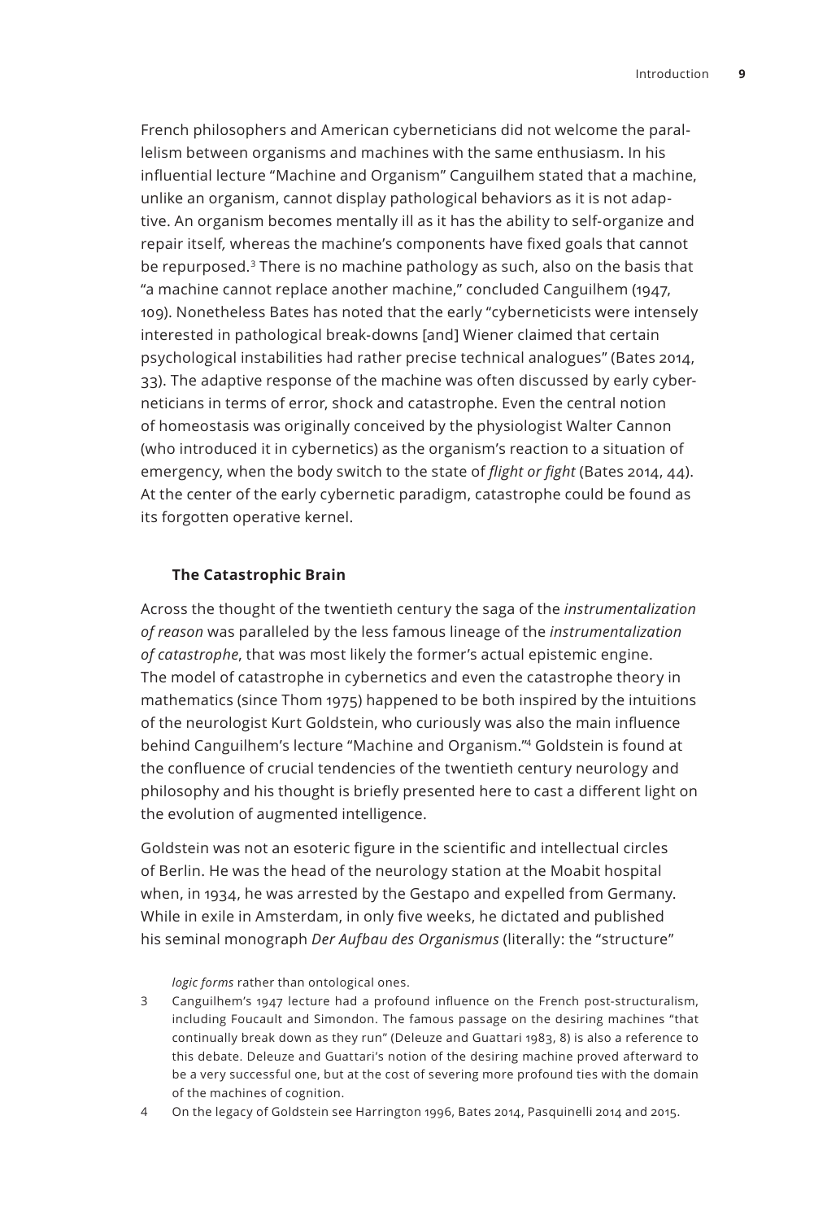French philosophers and American cyberneticians did not welcome the parallelism between organisms and machines with the same enthusiasm. In his influential lecture "Machine and Organism" Canguilhem stated that a machine, unlike an organism, cannot display pathological behaviors as it is not adaptive. An organism becomes mentally ill as it has the ability to self-organize and repair itself, whereas the machine's components have fixed goals that cannot be repurposed.[3] There is no machine pathology as such, also on the basis that "a machine cannot replace another machine," concluded Canguilhem (1947, 109). Nonetheless Bates has noted that the early "cyberneticists were intensely interested in pathological break-downs [and] Wiener claimed that certain psychological instabilities had rather precise technical analogues" (Bates 2014, 33). The adaptive response of the machine was often discussed by early cyberneticians in terms of error, shock and catastrophe. Even the central notion of homeostasis was originally conceived by the physiologist Walter Cannon (who introduced it in cybernetics) as the organism's reaction to a situation of emergency, when the body switch to the state of *flight or fight* (Bates 2014, 44). At the center of the early cybernetic paradigm, catastrophe could be found as its forgotten operative kernel.

### The Catastrophic Brain

Across the thought of the twentieth century the saga of the *instrumentalization of reason* was paralleled by the less famous lineage of the *instrumentalization of catastrophe*, that was most likely the former's actual epistemic engine. The model of catastrophe in cybernetics and even the catastrophe theory in mathematics (since Thom 1975) happened to be both inspired by the intuitions of the neurologist Kurt Goldstein, who curiously was also the main influence behind Canguilhem's lecture "Machine and Organism."[4] Goldstein is found at the confluence of crucial tendencies of the twentieth century neurology and philosophy and his thought is briefly presented here to cast a different light on the evolution of augmented intelligence.

Goldstein was not an esoteric figure in the scientific and intellectual circles of Berlin. He was the head of the neurology station at the Moabit hospital when, in 1934, he was arrested by the Gestapo and expelled from Germany. While in exile in Amsterdam, in only five weeks, he dictated and published his seminal monograph *Der Aufbau des Organismus* (literally: the "structure"

*logic forms* rather than ontological ones.

3 Canguilhem's 1947 lecture had a profound influence on the French post-structuralism, including Foucault and Simondon. The famous passage on the desiring machines "that continually break down as they run" (Deleuze and Guattari 1983, 8) is also a reference to this debate. Deleuze and Guattari's notion of the desiring machine proved afterward to be a very successful one, but at the cost of severing more profound ties with the domain of the machines of cognition.

4 On the legacy of Goldstein see Harrington 1996, Bates 2014, Pasquinelli 2014 and 2015.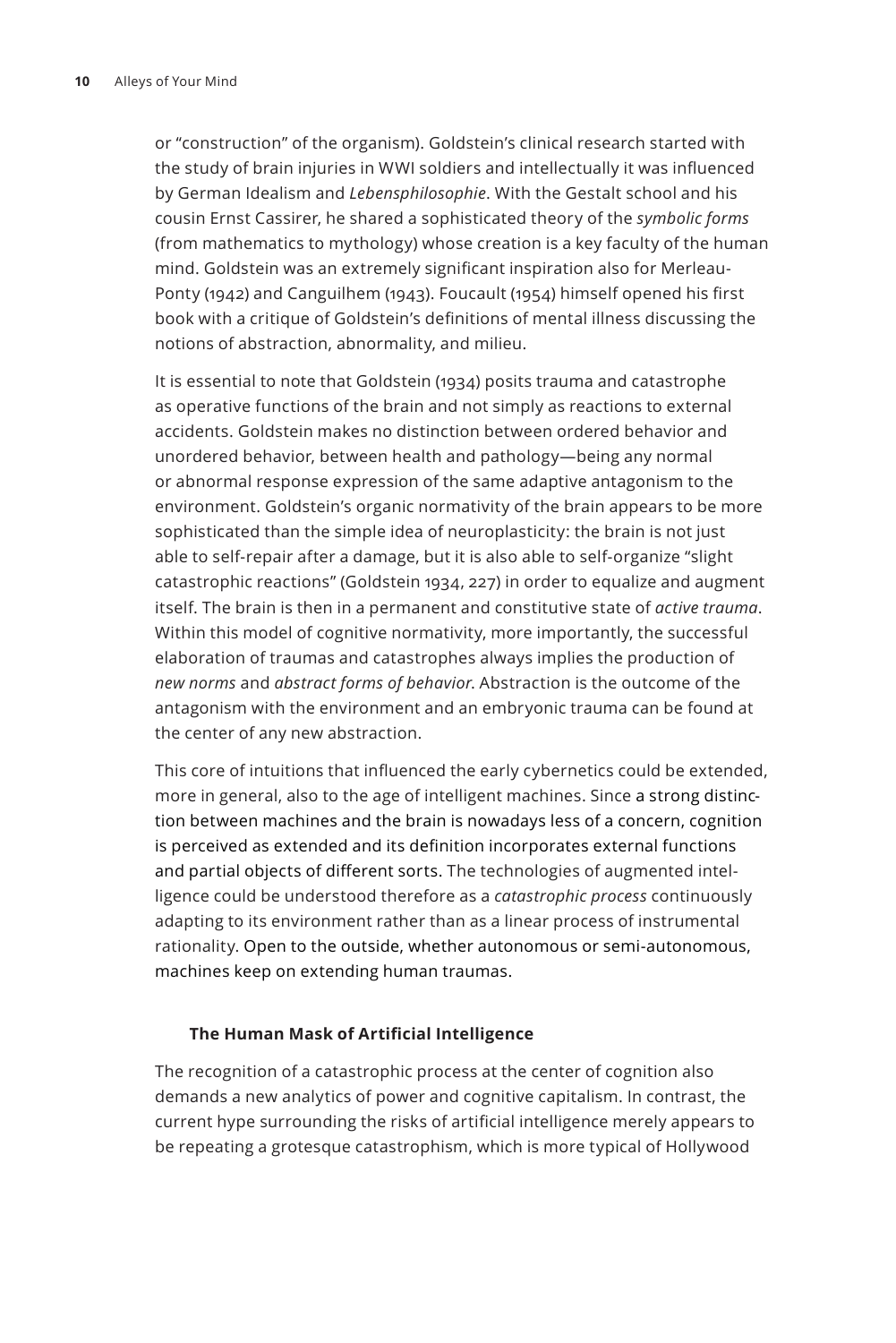or "construction" of the organism). Goldstein's clinical research started with the study of brain injuries in WWI soldiers and intellectually it was influenced by German Idealism and *Lebensphilosophie*. With the Gestalt school and his cousin Ernst Cassirer, he shared a sophisticated theory of the *symbolic forms* (from mathematics to mythology) whose creation is a key faculty of the human mind. Goldstein was an extremely significant inspiration also for Merleau-Ponty (1942) and Canguilhem (1943). Foucault (1954) himself opened his first book with a critique of Goldstein's definitions of mental illness discussing the notions of abstraction, abnormality, and milieu.

It is essential to note that Goldstein (1934) posits trauma and catastrophe as operative functions of the brain and not simply as reactions to external accidents. Goldstein makes no distinction between ordered behavior and unordered behavior, between health and pathology—being any normal or abnormal response expression of the same adaptive antagonism to the environment. Goldstein's organic normativity of the brain appears to be more sophisticated than the simple idea of neuroplasticity: the brain is not just able to self-repair after a damage, but it is also able to self-organize "slight catastrophic reactions" (Goldstein 1934, 227) in order to equalize and augment itself. The brain is then in a permanent and constitutive state of *active trauma*. Within this model of cognitive normativity, more importantly, the successful elaboration of traumas and catastrophes always implies the production of *new norms* and *abstract forms of behavior*. Abstraction is the outcome of the antagonism with the environment and an embryonic trauma can be found at the center of any new abstraction.

This core of intuitions that influenced the early cybernetics could be extended, more in general, also to the age of intelligent machines. Since a strong distinction between machines and the brain is nowadays less of a concern, cognition is perceived as extended and its definition incorporates external functions and partial objects of different sorts. The technologies of augmented intelligence could be understood therefore as a *catastrophic process* continuously adapting to its environment rather than as a linear process of instrumental rationality. Open to the outside, whether autonomous or semi-autonomous, machines keep on extending human traumas.

### The Human Mask of Artificial Intelligence

The recognition of a catastrophic process at the center of cognition also demands a new analytics of power and cognitive capitalism. In contrast, the current hype surrounding the risks of artificial intelligence merely appears to be repeating a grotesque catastrophism, which is more typical of Hollywood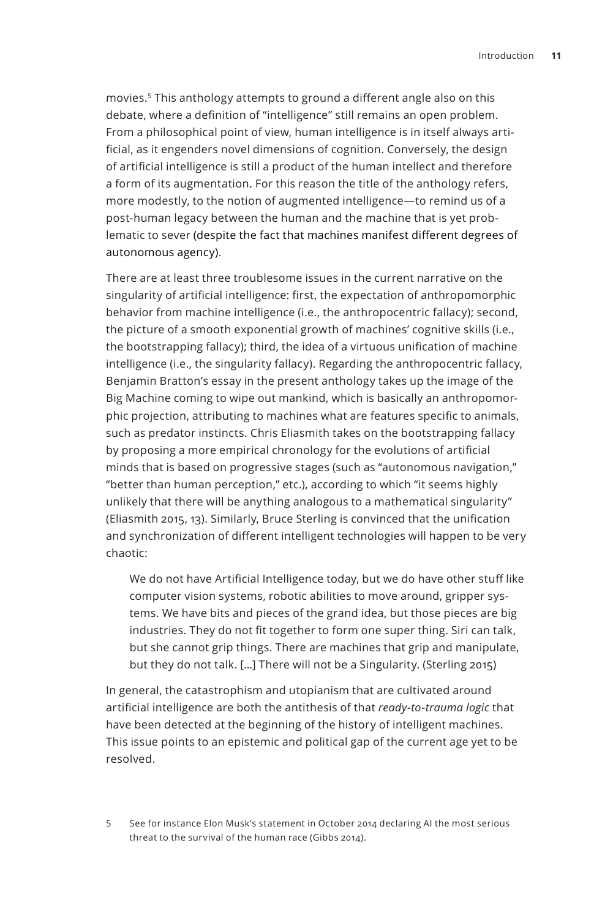movies.[5] This anthology attempts to ground a different angle also on this debate, where a definition of "intelligence" still remains an open problem. From a philosophical point of view, human intelligence is in itself always artificial, as it engenders novel dimensions of cognition. Conversely, the design of artificial intelligence is still a product of the human intellect and therefore a form of its augmentation. For this reason the title of the anthology refers, more modestly, to the notion of augmented intelligence—to remind us of a post-human legacy between the human and the machine that is yet problematic to sever (despite the fact that machines manifest different degrees of autonomous agency).

There are at least three troublesome issues in the current narrative on the singularity of artificial intelligence: first, the expectation of anthropomorphic behavior from machine intelligence (i.e., the anthropocentric fallacy); second, the picture of a smooth exponential growth of machines' cognitive skills (i.e., the bootstrapping fallacy); third, the idea of a virtuous unification of machine intelligence (i.e., the singularity fallacy). Regarding the anthropocentric fallacy, Benjamin Bratton's essay in the present anthology takes up the image of the Big Machine coming to wipe out mankind, which is basically an anthropomorphic projection, attributing to machines what are features specific to animals, such as predator instincts. Chris Eliasmith takes on the bootstrapping fallacy by proposing a more empirical chronology for the evolutions of artificial minds that is based on progressive stages (such as "autonomous navigation," "better than human perception," etc.), according to which "it seems highly unlikely that there will be anything analogous to a mathematical singularity" (Eliasmith 2015, 13). Similarly, Bruce Sterling is convinced that the unification and synchronization of different intelligent technologies will happen to be very chaotic:

> We do not have Artificial Intelligence today, but we do have other stuff like computer vision systems, robotic abilities to move around, gripper systems. We have bits and pieces of the grand idea, but those pieces are big industries. They do not fit together to form one super thing. Siri can talk, but she cannot grip things. There are machines that grip and manipulate, but they do not talk. […] There will not be a Singularity. (Sterling 2015)

In general, the catastrophism and utopianism that are cultivated around artificial intelligence are both the antithesis of that *ready-to-trauma logic* that have been detected at the beginning of the history of intelligent machines. This issue points to an epistemic and political gap of the current age yet to be resolved.

5 See for instance Elon Musk's statement in October 2014 declaring AI the most serious threat to the survival of the human race (Gibbs 2014).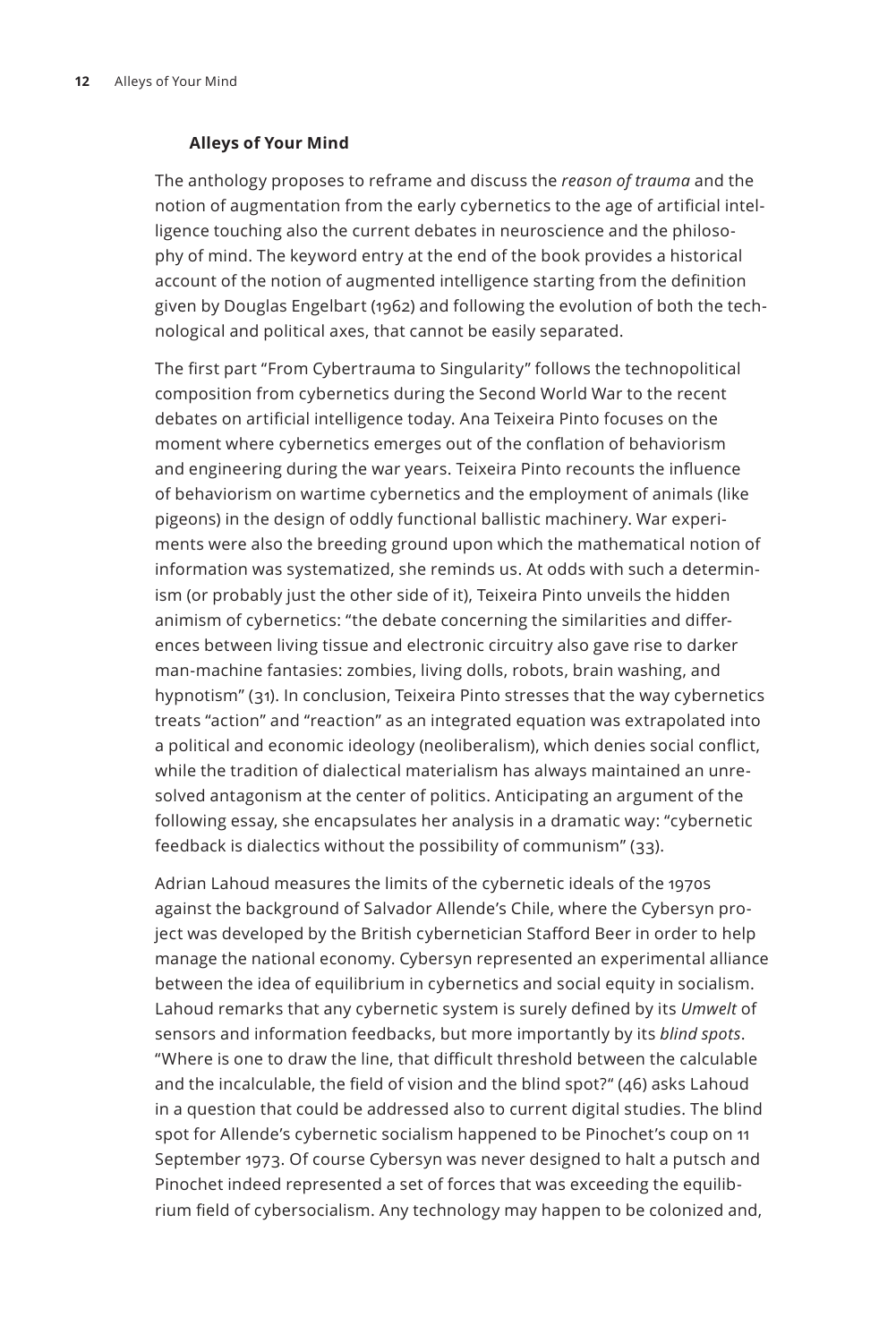### Alleys of Your Mind

The anthology proposes to reframe and discuss the *reason of trauma* and the notion of augmentation from the early cybernetics to the age of artificial intelligence touching also the current debates in neuroscience and the philosophy of mind. The keyword entry at the end of the book provides a historical account of the notion of augmented intelligence starting from the definition given by Douglas Engelbart (1962) and following the evolution of both the technological and political axes, that cannot be easily separated.

The first part "From Cybertrauma to Singularity" follows the technopolitical composition from cybernetics during the Second World War to the recent debates on artificial intelligence today. Ana Teixeira Pinto focuses on the moment where cybernetics emerges out of the conflation of behaviorism and engineering during the war years. Teixeira Pinto recounts the influence of behaviorism on wartime cybernetics and the employment of animals (like pigeons) in the design of oddly functional ballistic machinery. War experiments were also the breeding ground upon which the mathematical notion of information was systematized, she reminds us. At odds with such a determinism (or probably just the other side of it), Teixeira Pinto unveils the hidden animism of cybernetics: "the debate concerning the similarities and differences between living tissue and electronic circuitry also gave rise to darker man-machine fantasies: zombies, living dolls, robots, brain washing, and hypnotism" (31). In conclusion, Teixeira Pinto stresses that the way cybernetics treats "action" and "reaction" as an integrated equation was extrapolated into a political and economic ideology (neoliberalism), which denies social conflict, while the tradition of dialectical materialism has always maintained an unresolved antagonism at the center of politics. Anticipating an argument of the following essay, she encapsulates her analysis in a dramatic way: "cybernetic feedback is dialectics without the possibility of communism" (33).

Adrian Lahoud measures the limits of the cybernetic ideals of the 1970s against the background of Salvador Allende's Chile, where the Cybersyn project was developed by the British cybernetician Stafford Beer in order to help manage the national economy. Cybersyn represented an experimental alliance between the idea of equilibrium in cybernetics and social equity in socialism. Lahoud remarks that any cybernetic system is surely defined by its *Umwelt* of sensors and information feedbacks, but more importantly by its *blind spots*. "Where is one to draw the line, that difficult threshold between the calculable and the incalculable, the field of vision and the blind spot?" (46) asks Lahoud in a question that could be addressed also to current digital studies. The blind spot for Allende's cybernetic socialism happened to be Pinochet's coup on 11 September 1973. Of course Cybersyn was never designed to halt a putsch and Pinochet indeed represented a set of forces that was exceeding the equilibrium field of cybersocialism. Any technology may happen to be colonized and,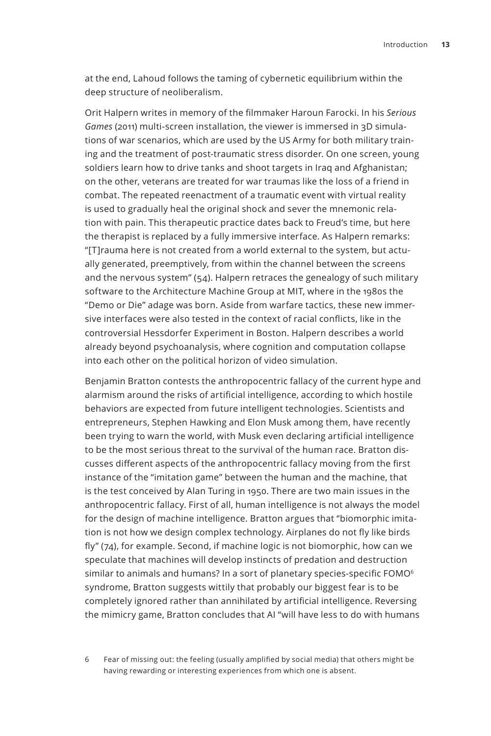at the end, Lahoud follows the taming of cybernetic equilibrium within the deep structure of neoliberalism.

Orit Halpern writes in memory of the filmmaker Haroun Farocki. In his *Serious Games* (2011) multi-screen installation, the viewer is immersed in 3D simulations of war scenarios, which are used by the US Army for both military training and the treatment of post-traumatic stress disorder. On one screen, young soldiers learn how to drive tanks and shoot targets in Iraq and Afghanistan; on the other, veterans are treated for war traumas like the loss of a friend in combat. The repeated reenactment of a traumatic event with virtual reality is used to gradually heal the original shock and sever the mnemonic relation with pain. This therapeutic practice dates back to Freud's time, but here the therapist is replaced by a fully immersive interface. As Halpern remarks: "[T]rauma here is not created from a world external to the system, but actually generated, preemptively, from within the channel between the screens and the nervous system" (54). Halpern retraces the genealogy of such military software to the Architecture Machine Group at MIT, where in the 1980s the "Demo or Die" adage was born. Aside from warfare tactics, these new immersive interfaces were also tested in the context of racial conflicts, like in the controversial Hessdorfer Experiment in Boston. Halpern describes a world already beyond psychoanalysis, where cognition and computation collapse into each other on the political horizon of video simulation.

Benjamin Bratton contests the anthropocentric fallacy of the current hype and alarmism around the risks of artificial intelligence, according to which hostile behaviors are expected from future intelligent technologies. Scientists and entrepreneurs, Stephen Hawking and Elon Musk among them, have recently been trying to warn the world, with Musk even declaring artificial intelligence to be the most serious threat to the survival of the human race. Bratton discusses different aspects of the anthropocentric fallacy moving from the first instance of the "imitation game" between the human and the machine, that is the test conceived by Alan Turing in 1950. There are two main issues in the anthropocentric fallacy. First of all, human intelligence is not always the model for the design of machine intelligence. Bratton argues that "biomorphic imitation is not how we design complex technology. Airplanes do not fly like birds fly" (74), for example. Second, if machine logic is not biomorphic, how can we speculate that machines will develop instincts of predation and destruction similar to animals and humans? In a sort of planetary species-specific FOMO[6] syndrome, Bratton suggests wittily that probably our biggest fear is to be completely ignored rather than annihilated by artificial intelligence. Reversing the mimicry game, Bratton concludes that AI "will have less to do with humans

6 Fear of missing out: the feeling (usually amplified by social media) that others might be having rewarding or interesting experiences from which one is absent.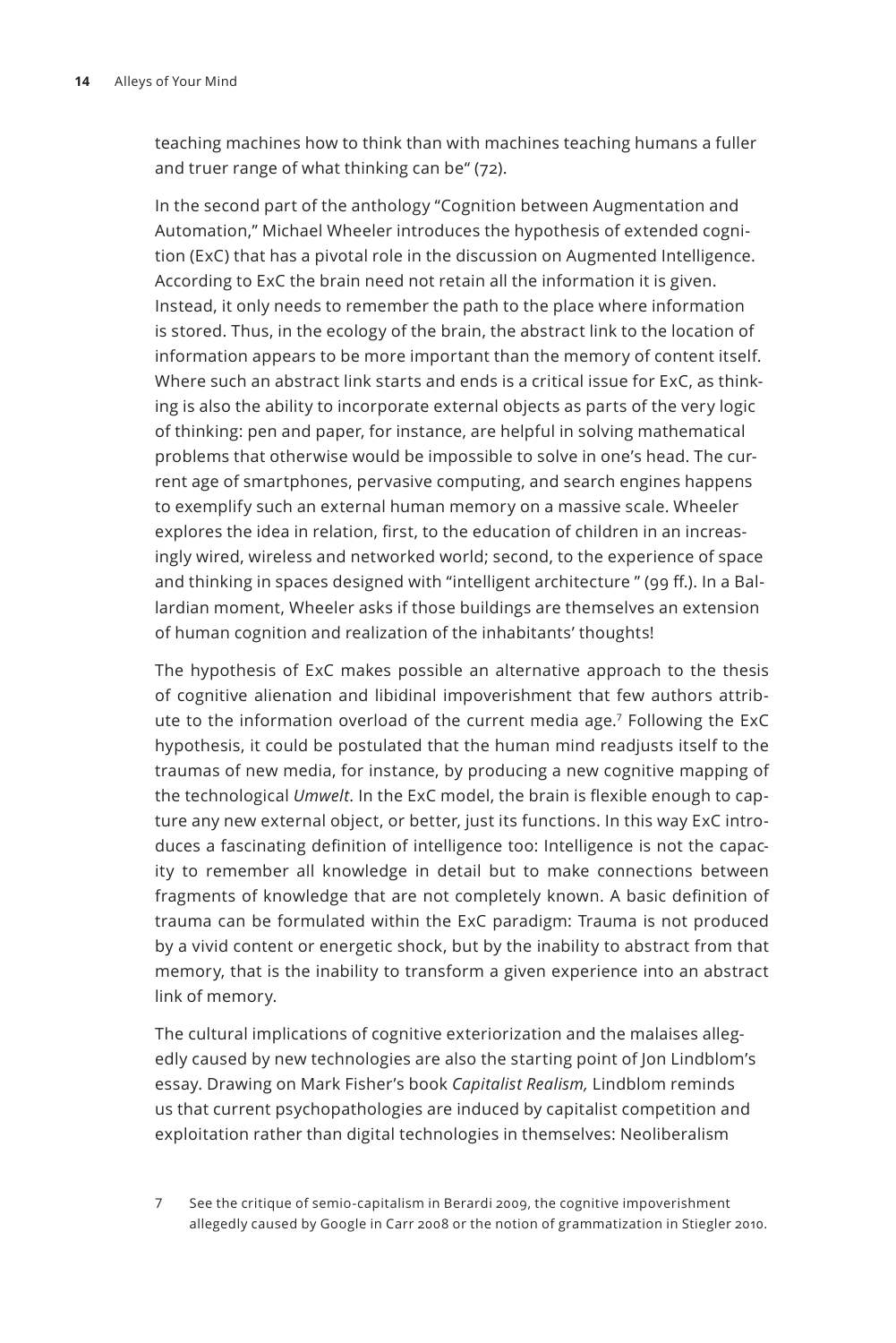teaching machines how to think than with machines teaching humans a fuller and truer range of what thinking can be" (72).

In the second part of the anthology "Cognition between Augmentation and Automation," Michael Wheeler introduces the hypothesis of extended cognition (ExC) that has a pivotal role in the discussion on Augmented Intelligence. According to ExC the brain need not retain all the information it is given. Instead, it only needs to remember the path to the place where information is stored. Thus, in the ecology of the brain, the abstract link to the location of information appears to be more important than the memory of content itself. Where such an abstract link starts and ends is a critical issue for ExC, as thinking is also the ability to incorporate external objects as parts of the very logic of thinking: pen and paper, for instance, are helpful in solving mathematical problems that otherwise would be impossible to solve in one's head. The current age of smartphones, pervasive computing, and search engines happens to exemplify such an external human memory on a massive scale. Wheeler explores the idea in relation, first, to the education of children in an increasingly wired, wireless and networked world; second, to the experience of space and thinking in spaces designed with "intelligent architecture " (99 ff.). In a Ballardian moment, Wheeler asks if those buildings are themselves an extension of human cognition and realization of the inhabitants' thoughts!

The hypothesis of ExC makes possible an alternative approach to the thesis of cognitive alienation and libidinal impoverishment that few authors attribute to the information overload of the current media age.[7] Following the ExC hypothesis, it could be postulated that the human mind readjusts itself to the traumas of new media, for instance, by producing a new cognitive mapping of the technological *Umwelt*. In the ExC model, the brain is flexible enough to capture any new external object, or better, just its functions. In this way ExC introduces a fascinating definition of intelligence too: Intelligence is not the capacity to remember all knowledge in detail but to make connections between fragments of knowledge that are not completely known. A basic definition of trauma can be formulated within the ExC paradigm: Trauma is not produced by a vivid content or energetic shock, but by the inability to abstract from that memory, that is the inability to transform a given experience into an abstract link of memory.

The cultural implications of cognitive exteriorization and the malaises allegedly caused by new technologies are also the starting point of Jon Lindblom's essay. Drawing on Mark Fisher's book *Capitalist Realism,* Lindblom reminds us that current psychopathologies are induced by capitalist competition and exploitation rather than digital technologies in themselves: Neoliberalism

7 See the critique of semio-capitalism in Berardi 2009, the cognitive impoverishment allegedly caused by Google in Carr 2008 or the notion of grammatization in Stiegler 2010.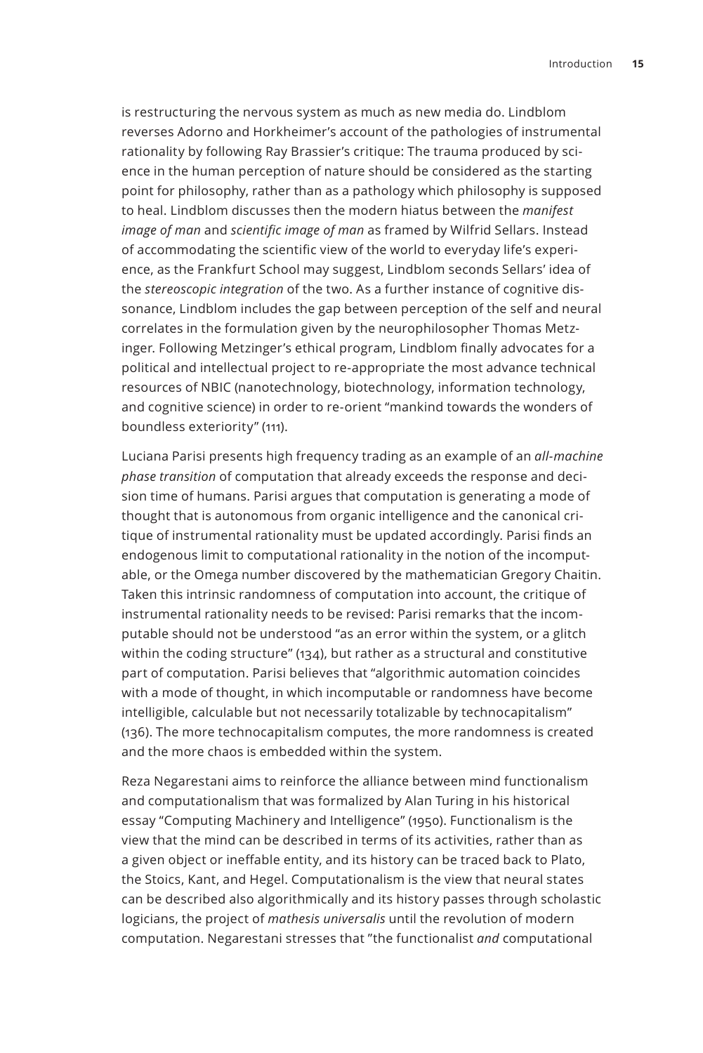is restructuring the nervous system as much as new media do. Lindblom reverses Adorno and Horkheimer's account of the pathologies of instrumental rationality by following Ray Brassier's critique: The trauma produced by science in the human perception of nature should be considered as the starting point for philosophy, rather than as a pathology which philosophy is supposed to heal. Lindblom discusses then the modern hiatus between the *manifest image of man* and *scientific image of man* as framed by Wilfrid Sellars. Instead of accommodating the scientific view of the world to everyday life's experience, as the Frankfurt School may suggest, Lindblom seconds Sellars' idea of the *stereoscopic integration* of the two. As a further instance of cognitive dissonance, Lindblom includes the gap between perception of the self and neural correlates in the formulation given by the neurophilosopher Thomas Metzinger. Following Metzinger's ethical program, Lindblom finally advocates for a political and intellectual project to re-appropriate the most advance technical resources of NBIC (nanotechnology, biotechnology, information technology, and cognitive science) in order to re-orient "mankind towards the wonders of boundless exteriority" (111).

Luciana Parisi presents high frequency trading as an example of an *all-machine phase transition* of computation that already exceeds the response and decision time of humans. Parisi argues that computation is generating a mode of thought that is autonomous from organic intelligence and the canonical critique of instrumental rationality must be updated accordingly. Parisi finds an endogenous limit to computational rationality in the notion of the incomputable, or the Omega number discovered by the mathematician Gregory Chaitin. Taken this intrinsic randomness of computation into account, the critique of instrumental rationality needs to be revised: Parisi remarks that the incomputable should not be understood "as an error within the system, or a glitch within the coding structure" (134), but rather as a structural and constitutive part of computation. Parisi believes that "algorithmic automation coincides with a mode of thought, in which incomputable or randomness have become intelligible, calculable but not necessarily totalizable by technocapitalism" (136). The more technocapitalism computes, the more randomness is created and the more chaos is embedded within the system.

Reza Negarestani aims to reinforce the alliance between mind functionalism and computationalism that was formalized by Alan Turing in his historical essay "Computing Machinery and Intelligence" (1950). Functionalism is the view that the mind can be described in terms of its activities, rather than as a given object or ineffable entity, and its history can be traced back to Plato, the Stoics, Kant, and Hegel. Computationalism is the view that neural states can be described also algorithmically and its history passes through scholastic logicians, the project of *mathesis universalis* until the revolution of modern computation. Negarestani stresses that "the functionalist *and* computational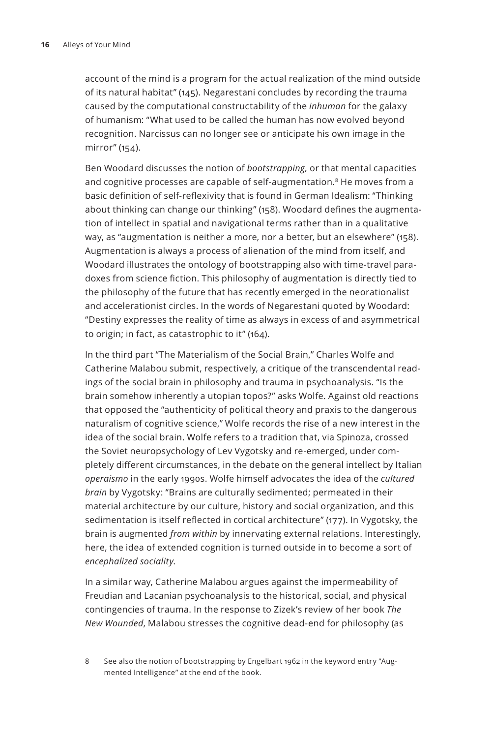account of the mind is a program for the actual realization of the mind outside of its natural habitat" (145). Negarestani concludes by recording the trauma caused by the computational constructability of the *inhuman* for the galaxy of humanism: "What used to be called the human has now evolved beyond recognition. Narcissus can no longer see or anticipate his own image in the mirror" (154).

Ben Woodard discusses the notion of *bootstrapping,* or that mental capacities and cognitive processes are capable of self-augmentation.[8] He moves from a basic definition of self-reflexivity that is found in German Idealism: "Thinking about thinking can change our thinking" (158). Woodard defines the augmentation of intellect in spatial and navigational terms rather than in a qualitative way, as "augmentation is neither a more, nor a better, but an elsewhere" (158). Augmentation is always a process of alienation of the mind from itself, and Woodard illustrates the ontology of bootstrapping also with time-travel paradoxes from science fiction. This philosophy of augmentation is directly tied to the philosophy of the future that has recently emerged in the neorationalist and accelerationist circles. In the words of Negarestani quoted by Woodard: "Destiny expresses the reality of time as always in excess of and asymmetrical to origin; in fact, as catastrophic to it" (164).

In the third part "The Materialism of the Social Brain," Charles Wolfe and Catherine Malabou submit, respectively, a critique of the transcendental readings of the social brain in philosophy and trauma in psychoanalysis. "Is the brain somehow inherently a utopian topos?" asks Wolfe. Against old reactions that opposed the "authenticity of political theory and praxis to the dangerous naturalism of cognitive science," Wolfe records the rise of a new interest in the idea of the social brain. Wolfe refers to a tradition that, via Spinoza, crossed the Soviet neuropsychology of Lev Vygotsky and re-emerged, under completely different circumstances, in the debate on the general intellect by Italian *operaismo* in the early 1990s. Wolfe himself advocates the idea of the *cultured brain* by Vygotsky: "Brains are culturally sedimented; permeated in their material architecture by our culture, history and social organization, and this sedimentation is itself reflected in cortical architecture" (177). In Vygotsky, the brain is augmented *from within* by innervating external relations. Interestingly, here, the idea of extended cognition is turned outside in to become a sort of *encephalized sociality*.

In a similar way, Catherine Malabou argues against the impermeability of Freudian and Lacanian psychoanalysis to the historical, social, and physical contingencies of trauma. In the response to Zizek's review of her book *The New Wounded*, Malabou stresses the cognitive dead-end for philosophy (as

8 See also the notion of bootstrapping by Engelbart 1962 in the keyword entry "Augmented Intelligence" at the end of the book.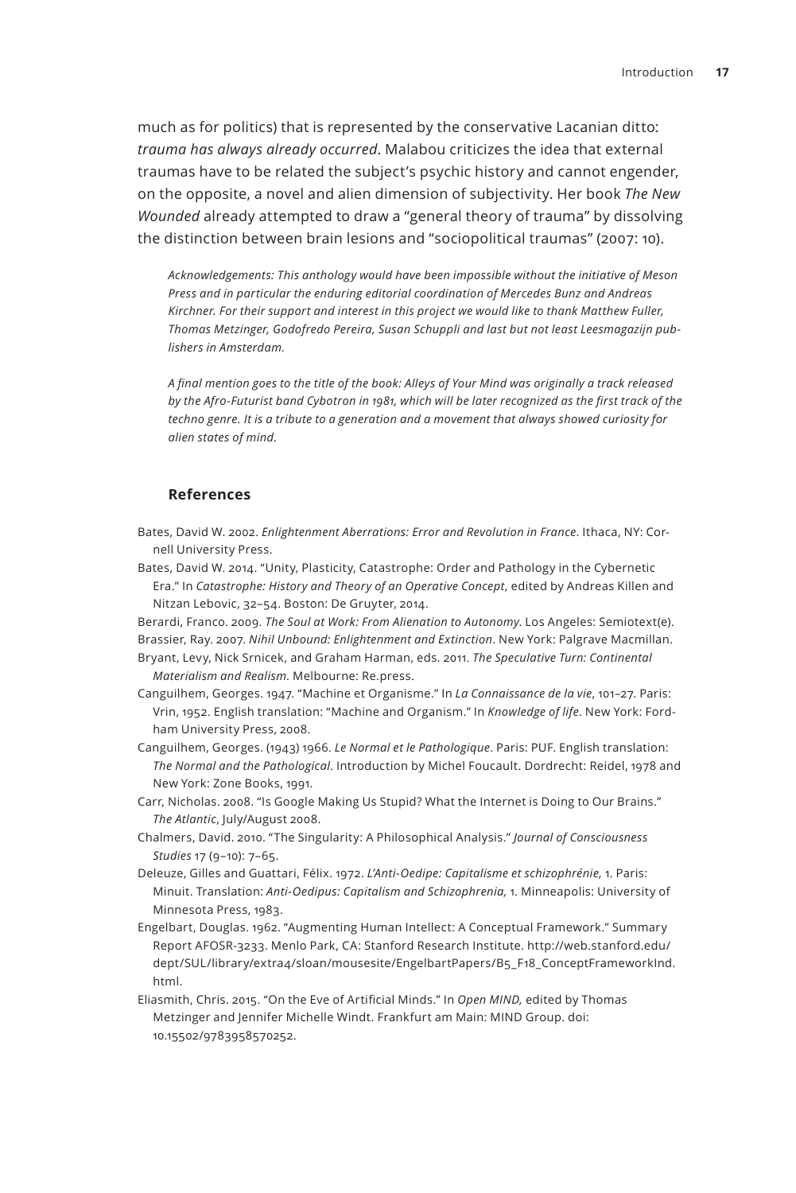much as for politics) that is represented by the conservative Lacanian ditto: *trauma has always already occurred*. Malabou criticizes the idea that external traumas have to be related the subject's psychic history and cannot engender, on the opposite, a novel and alien dimension of subjectivity. Her book *The New Wounded* already attempted to draw a "general theory of trauma" by dissolving the distinction between brain lesions and "sociopolitical traumas" (2007: 10).

*Acknowledgements: This anthology would have been impossible without the initiative of Meson Press and in particular the enduring editorial coordination of Mercedes Bunz and Andreas Kirchner. For their support and interest in this project we would like to thank Matthew Fuller, Thomas Metzinger, Godofredo Pereira, Susan Schuppli and last but not least Leesmagazijn publishers in Amsterdam.*

*A final mention goes to the title of the book: Alleys of Your Mind was originally a track released by the Afro-Futurist band Cybotron in 1981, which will be later recognized as the first track of the techno genre. It is a tribute to a generation and a movement that always showed curiosity for alien states of mind.*

## References

Bates, David W. 2002. *Enlightenment Aberrations: Error and Revolution in France*. Ithaca, NY: Cornell University Press.

Bates, David W. 2014. "Unity, Plasticity, Catastrophe: Order and Pathology in the Cybernetic Era." In *Catastrophe: History and Theory of an Operative Concept*, edited by Andreas Killen and Nitzan Lebovic, 32–54. Boston: De Gruyter, 2014.

Berardi, Franco. 2009. *The Soul at Work: From Alienation to Autonomy*. Los Angeles: Semiotext(e).

Brassier, Ray. 2007. *Nihil Unbound: Enlightenment and Extinction*. New York: Palgrave Macmillan.

Bryant, Levy, Nick Srnicek, and Graham Harman, eds. 2011. *The Speculative Turn: Continental Materialism and Realism*. Melbourne: Re.press.

Canguilhem, Georges. 1947. "Machine et Organisme." In *La Connaissance de la vie*, 101–27. Paris: Vrin, 1952. English translation: "Machine and Organism." In *Knowledge of life*. New York: Fordham University Press, 2008.

Canguilhem, Georges. (1943) 1966. *Le Normal et le Pathologique*. Paris: PUF. English translation: *The Normal and the Pathological*. Introduction by Michel Foucault. Dordrecht: Reidel, 1978 and New York: Zone Books, 1991.

Carr, Nicholas. 2008. "Is Google Making Us Stupid? What the Internet is Doing to Our Brains." *The Atlantic*, July/August 2008.

Chalmers, David. 2010. "The Singularity: A Philosophical Analysis." *Journal of Consciousness Studies* 17 (9–10): 7–65.

Deleuze, Gilles and Guattari, Félix. 1972. *L'Anti-Oedipe: Capitalisme et schizophrénie,* 1. Paris: Minuit. Translation: *Anti-Oedipus: Capitalism and Schizophrenia,* 1. Minneapolis: University of Minnesota Press, 1983.

Engelbart, Douglas. 1962. "Augmenting Human Intellect: A Conceptual Framework." Summary Report AFOSR-3233. Menlo Park, CA: Stanford Research Institute. http://web.stanford.edu/dept/SUL/library/extra4/sloan/mousesite/EngelbartPapers/B5_F18_ConceptFrameworkInd.html.

Eliasmith, Chris. 2015. "On the Eve of Artificial Minds." In *Open MIND,* edited by Thomas Metzinger and Jennifer Michelle Windt. Frankfurt am Main: MIND Group. doi: 10.15502/9783958570252.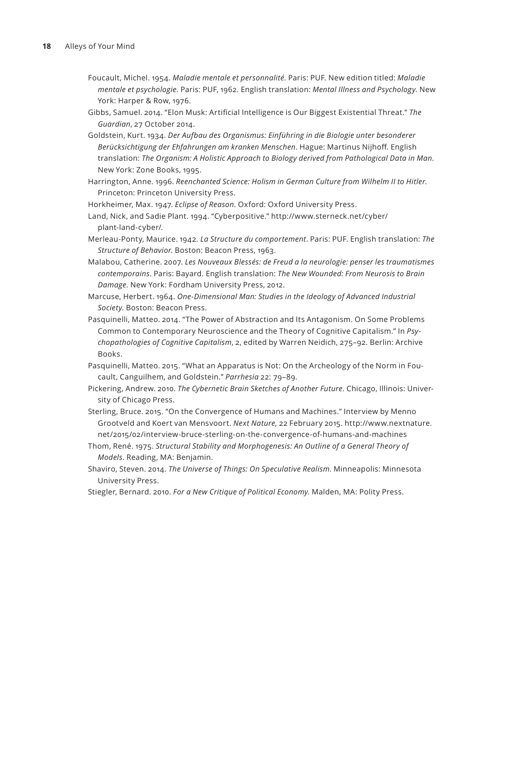Foucault, Michel. 1954. *Maladie mentale et personnalité*. Paris: PUF. New edition titled: *Maladie mentale et psychologie*. Paris: PUF, 1962. English translation: *Mental Illness and Psychology*. New York: Harper & Row, 1976.

Gibbs, Samuel. 2014. "Elon Musk: Artificial Intelligence is Our Biggest Existential Threat." *The Guardian*, 27 October 2014.

Goldstein, Kurt. 1934. *Der Aufbau des Organismus: Einführing in die Biologie unter besonderer Berücksichtigung der Ehfahrungen am kranken Menschen*. Hague: Martinus Nijhoff. English translation: *The Organism: A Holistic Approach to Biology derived from Pathological Data in Man*. New York: Zone Books, 1995.

Harrington, Anne. 1996. *Reenchanted Science: Holism in German Culture from Wilhelm II to Hitler*. Princeton: Princeton University Press.

Horkheimer, Max. 1947. *Eclipse of Reason*. Oxford: Oxford University Press.

Land, Nick, and Sadie Plant. 1994. "Cyberpositive." http://www.sterneck.net/cyber/plant-land-cyber/.

Merleau-Ponty, Maurice. 1942. *La Structure du comportement*. Paris: PUF. English translation: *The Structure of Behavior*. Boston: Beacon Press, 1963.

Malabou, Catherine. 2007. *Les Nouveaux Blessés: de Freud a la neurologie: penser les traumatismes contemporains*. Paris: Bayard. English translation: *The New Wounded: From Neurosis to Brain Damage*. New York: Fordham University Press, 2012.

Marcuse, Herbert. 1964. *One-Dimensional Man: Studies in the Ideology of Advanced Industrial Society*. Boston: Beacon Press.

Pasquinelli, Matteo. 2014. "The Power of Abstraction and Its Antagonism. On Some Problems Common to Contemporary Neuroscience and the Theory of Cognitive Capitalism." In *Psychopathologies of Cognitive Capitalism*, 2, edited by Warren Neidich, 275–92. Berlin: Archive Books.

Pasquinelli, Matteo. 2015. "What an Apparatus is Not: On the Archeology of the Norm in Foucault, Canguilhem, and Goldstein." *Parrhesia* 22: 79–89.

Pickering, Andrew. 2010. *The Cybernetic Brain Sketches of Another Future*. Chicago, Illinois: University of Chicago Press.

Sterling, Bruce. 2015. "On the Convergence of Humans and Machines." Interview by Menno Grootveld and Koert van Mensvoort. *Next Nature,* 22 February 2015. http://www.nextnature.net/2015/02/interview-bruce-sterling-on-the-convergence-of-humans-and-machines

Thom, René. 1975. *Structural Stability and Morphogenesis: An Outline of a General Theory of Models*. Reading, MA: Benjamin.

Shaviro, Steven. 2014. *The Universe of Things: On Speculative Realism*. Minneapolis: Minnesota University Press.

Stiegler, Bernard. 2010. *For a New Critique of Political Economy*. Malden, MA: Polity Press.